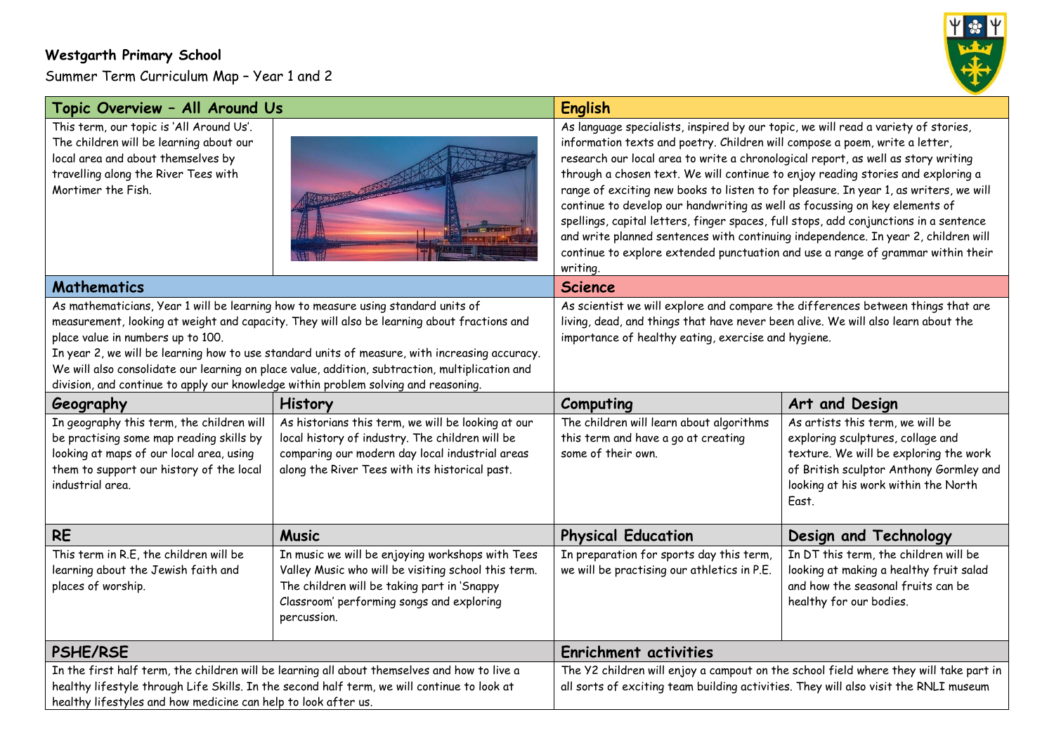**Westgarth Primary School**

Summer Term Curriculum Map – Year 1 and 2

## Topic Overview – All Around Us

This term, our topic is 'All Around Us'. The children will be learning about our local area and about themselves by travelling along the River Tees with Mortimer the Fish.

## English

As language specialists, inspired by our topic, we will read a variety of stories, information texts and poetry. Children will compose a poem, write a letter, research our local area to write a chronological report, as well as story writing through a chosen text. We will continue to enjoy reading stories and exploring a range of exciting new books to listen to for pleasure. In year 1, as writers, we will continue to develop our handwriting as well as focussing on key elements of spellings, capital letters, finger spaces, full stops, add conjunctions in a sentence and write planned sentences with continuing independence. In year 2, children will continue to explore extended punctuation and use a range of grammar within their writing.

## Mathematics

As mathematicians, Year 1 will be learning how to measure using standard units of measurement, looking at weight and capacity. They will also be learning about fractions and place value in numbers up to 100.

In year 2, we will be learning how to use standard units of measure, with increasing accuracy. We will also consolidate our learning on place value, addition, subtraction, multiplication and division, and continue to apply our knowledge within problem solving and reasoning.

## Science

As scientist we will explore and compare the differences between things that are living, dead, and things that have never been alive. We will also learn about the importance of healthy eating, exercise and hygiene.

## Geography

In geography this term, the children will be practising some map reading skills by looking at maps of our local area, using them to support our history of the local industrial area.

## History

As historians this term, we will be looking at our local history of industry. The children will be comparing our modern day local industrial areas along the River Tees with its historical past.

## Computing

The children will learn about algorithms this term and have a go at creating some of their own.

## Art and Design

As artists this term, we will be exploring sculptures, collage and texture. We will be exploring the work of British sculptor Anthony Gormley and looking at his work within the North East.

## RE

This term in R.E, the children will be learning about the Jewish faith and places of worship.

## Music

In music we will be enjoying workshops with Tees Valley Music who will be visiting school this term. The children will be taking part in 'Snappy Classroom' performing songs and exploring percussion.

## Physical Education

In preparation for sports day this term, we will be practising our athletics in P.E.

## Design and Technology

In DT this term, the children will be looking at making a healthy fruit salad and how the seasonal fruits can be healthy for our bodies.

## PSHE/RSE

In the first half term, the children will be learning all about themselves and how to live a healthy lifestyle through Life Skills. In the second half term, we will continue to look at healthy lifestyles and how medicine can help to look after us.

## Enrichment activities

The Y2 children will enjoy a campout on the school field where they will take part in all sorts of exciting team building activities. They will also visit the RNLI museum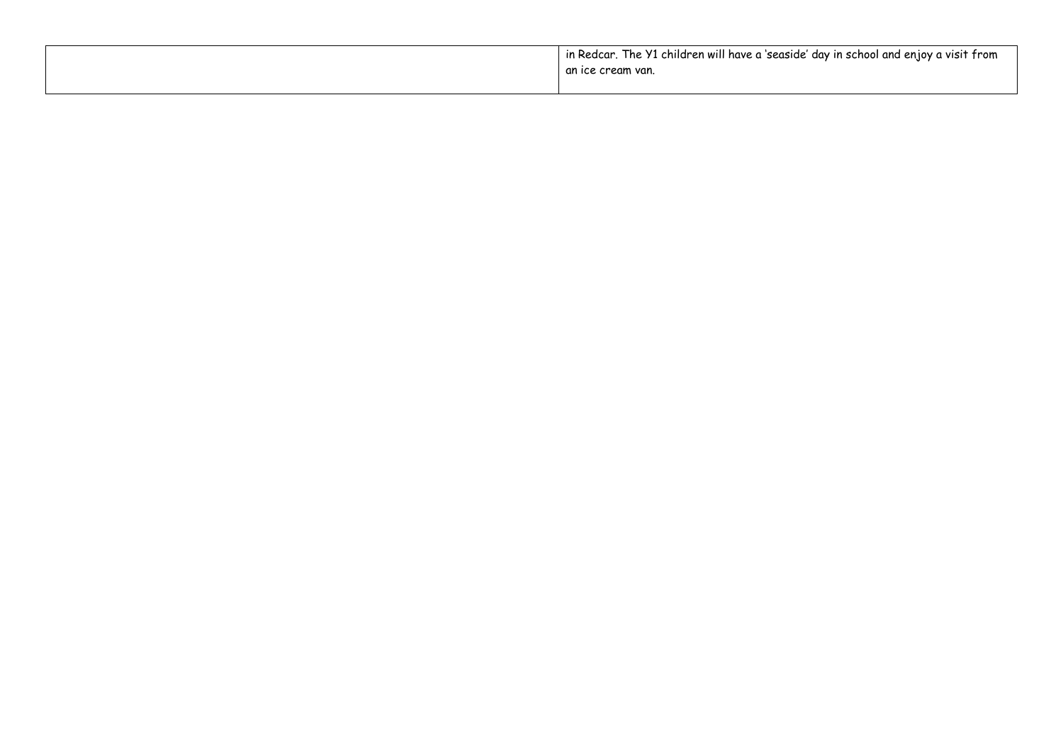| | |
|---|---|
| | in Redcar. The Y1 children will have a 'seaside' day in school and enjoy a visit from an ice cream van. |